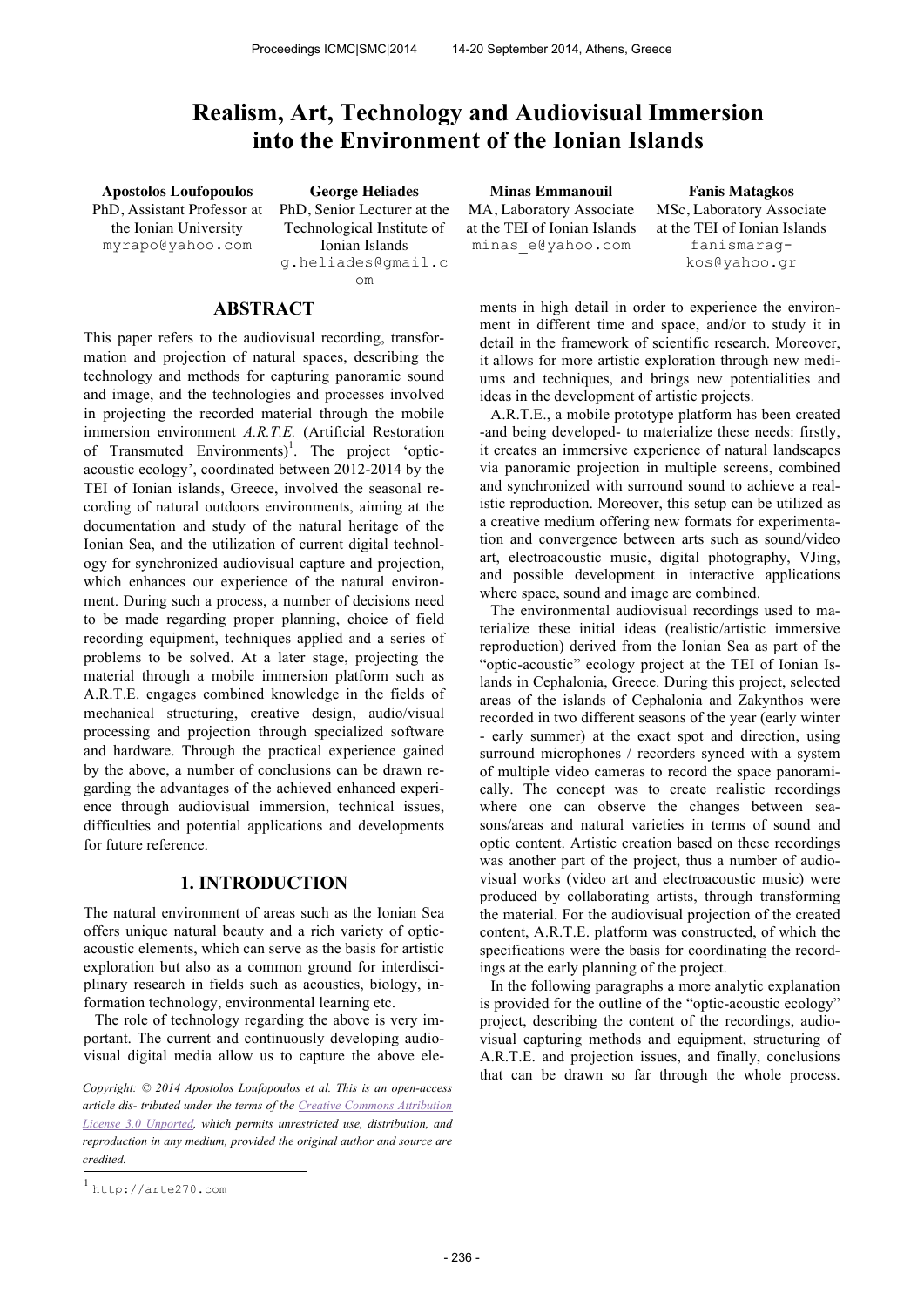# Realism, Art, Technology and Audiovisual Immersion into the Environment of the Ionian Islands

**Apostolos Loufopoulos**
PhD, Assistant Professor at the Ionian University
myrapo@yahoo.com

**George Heliades**
PhD, Senior Lecturer at the Technological Institute of Ionian Islands
g.heliades@gmail.com

**Minas Emmanouil**
MA, Laboratory Associate at the TEI of Ionian Islands
minas_e@yahoo.com

**Fanis Matagkos**
MSc, Laboratory Associate at the TEI of Ionian Islands
fanismaragkos@yahoo.gr

## ABSTRACT

This paper refers to the audiovisual recording, transformation and projection of natural spaces, describing the technology and methods for capturing panoramic sound and image, and the technologies and processes involved in projecting the recorded material through the mobile immersion environment *A.R.T.E.* (Artificial Restoration of Transmuted Environments)[1]. The project 'optic-acoustic ecology', coordinated between 2012-2014 by the TEI of Ionian islands, Greece, involved the seasonal recording of natural outdoors environments, aiming at the documentation and study of the natural heritage of the Ionian Sea, and the utilization of current digital technology for synchronized audiovisual capture and projection, which enhances our experience of the natural environment. During such a process, a number of decisions need to be made regarding proper planning, choice of field recording equipment, techniques applied and a series of problems to be solved. At a later stage, projecting the material through a mobile immersion platform such as A.R.T.E. engages combined knowledge in the fields of mechanical structuring, creative design, audio/visual processing and projection through specialized software and hardware. Through the practical experience gained by the above, a number of conclusions can be drawn regarding the advantages of the achieved enhanced experience through audiovisual immersion, technical issues, difficulties and potential applications and developments for future reference.

## 1. INTRODUCTION

The natural environment of areas such as the Ionian Sea offers unique natural beauty and a rich variety of optic-acoustic elements, which can serve as the basis for artistic exploration but also as a common ground for interdisciplinary research in fields such as acoustics, biology, information technology, environmental learning etc.

The role of technology regarding the above is very important. The current and continuously developing audiovisual digital media allow us to capture the above elements in high detail in order to experience the environment in different time and space, and/or to study it in detail in the framework of scientific research. Moreover, it allows for more artistic exploration through new mediums and techniques, and brings new potentialities and ideas in the development of artistic projects.

A.R.T.E., a mobile prototype platform has been created -and being developed- to materialize these needs: firstly, it creates an immersive experience of natural landscapes via panoramic projection in multiple screens, combined and synchronized with surround sound to achieve a realistic reproduction. Moreover, this setup can be utilized as a creative medium offering new formats for experimentation and convergence between arts such as sound/video art, electroacoustic music, digital photography, VJing, and possible development in interactive applications where space, sound and image are combined.

The environmental audiovisual recordings used to materialize these initial ideas (realistic/artistic immersive reproduction) derived from the Ionian Sea as part of the "optic-acoustic" ecology project at the TEI of Ionian Islands in Cephalonia, Greece. During this project, selected areas of the islands of Cephalonia and Zakynthos were recorded in two different seasons of the year (early winter - early summer) at the exact spot and direction, using surround microphones / recorders synced with a system of multiple video cameras to record the space panoramically. The concept was to create realistic recordings where one can observe the changes between seasons/areas and natural varieties in terms of sound and optic content. Artistic creation based on these recordings was another part of the project, thus a number of audiovisual works (video art and electroacoustic music) were produced by collaborating artists, through transforming the material. For the audiovisual projection of the created content, A.R.T.E. platform was constructed, of which the specifications were the basis for coordinating the recordings at the early planning of the project.

In the following paragraphs a more analytic explanation is provided for the outline of the "optic-acoustic ecology" project, describing the content of the recordings, audiovisual capturing methods and equipment, structuring of A.R.T.E. and projection issues, and finally, conclusions that can be drawn so far through the whole process.

*Copyright: © 2014 Apostolos Loufopoulos et al. This is an open-access article distributed under the terms of the Creative Commons Attribution License 3.0 Unported, which permits unrestricted use, distribution, and reproduction in any medium, provided the original author and source are credited.*

[1] http://arte270.com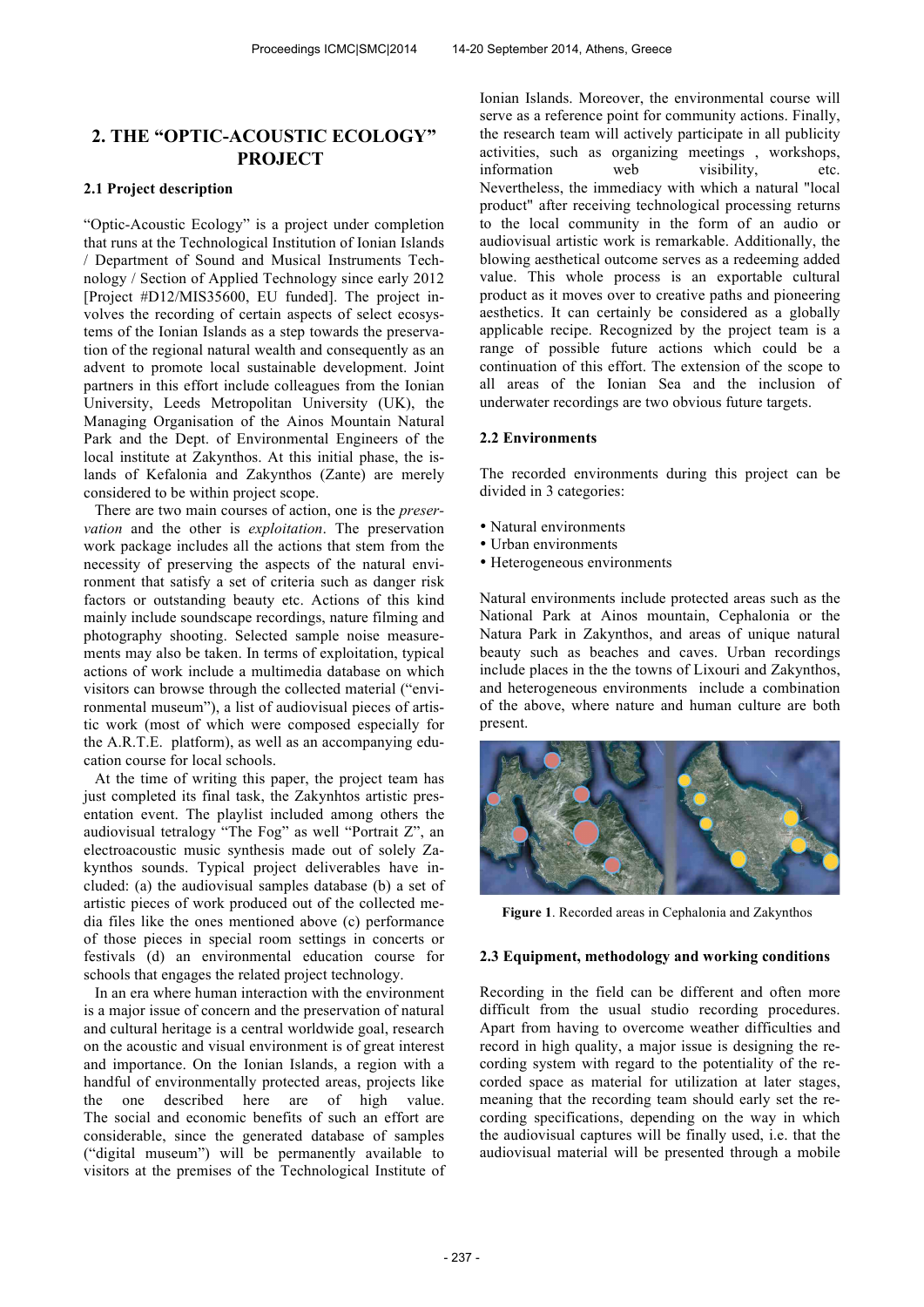## 2. THE "OPTIC-ACOUSTIC ECOLOGY" PROJECT

### 2.1 Project description

"Optic-Acoustic Ecology" is a project under completion that runs at the Technological Institution of Ionian Islands / Department of Sound and Musical Instruments Technology / Section of Applied Technology since early 2012 [Project #D12/MIS35600, EU funded]. The project involves the recording of certain aspects of select ecosystems of the Ionian Islands as a step towards the preservation of the regional natural wealth and consequently as an advent to promote local sustainable development. Joint partners in this effort include colleagues from the Ionian University, Leeds Metropolitan University (UK), the Managing Organisation of the Ainos Mountain Natural Park and the Dept. of Environmental Engineers of the local institute at Zakynthos. At this initial phase, the islands of Kefalonia and Zakynthos (Zante) are merely considered to be within project scope.

There are two main courses of action, one is the *preservation* and the other is *exploitation*. The preservation work package includes all the actions that stem from the necessity of preserving the aspects of the natural environment that satisfy a set of criteria such as danger risk factors or outstanding beauty etc. Actions of this kind mainly include soundscape recordings, nature filming and photography shooting. Selected sample noise measurements may also be taken. In terms of exploitation, typical actions of work include a multimedia database on which visitors can browse through the collected material ("environmental museum"), a list of audiovisual pieces of artistic work (most of which were composed especially for the A.R.T.E. platform), as well as an accompanying education course for local schools.

At the time of writing this paper, the project team has just completed its final task, the Zakynhtos artistic presentation event. The playlist included among others the audiovisual tetralogy "The Fog" as well "Portrait Z", an electroacoustic music synthesis made out of solely Zakynthos sounds. Typical project deliverables have included: (a) the audiovisual samples database (b) a set of artistic pieces of work produced out of the collected media files like the ones mentioned above (c) performance of those pieces in special room settings in concerts or festivals (d) an environmental education course for schools that engages the related project technology.

In an era where human interaction with the environment is a major issue of concern and the preservation of natural and cultural heritage is a central worldwide goal, research on the acoustic and visual environment is of great interest and importance. On the Ionian Islands, a region with a handful of environmentally protected areas, projects like the one described here are of high value. The social and economic benefits of such an effort are considerable, since the generated database of samples ("digital museum") will be permanently available to visitors at the premises of the Technological Institute of Ionian Islands. Moreover, the environmental course will serve as a reference point for community actions. Finally, the research team will actively participate in all publicity activities, such as organizing meetings , workshops, information web visibility, etc. Nevertheless, the immediacy with which a natural "local product" after receiving technological processing returns to the local community in the form of an audio or audiovisual artistic work is remarkable. Additionally, the blowing aesthetical outcome serves as a redeeming added value. This whole process is an exportable cultural product as it moves over to creative paths and pioneering aesthetics. It can certainly be considered as a globally applicable recipe. Recognized by the project team is a range of possible future actions which could be a continuation of this effort. The extension of the scope to all areas of the Ionian Sea and the inclusion of underwater recordings are two obvious future targets.

### 2.2 Environments

The recorded environments during this project can be divided in 3 categories:

- Natural environments
- Urban environments
- Heterogeneous environments

Natural environments include protected areas such as the National Park at Ainos mountain, Cephalonia or the Natura Park in Zakynthos, and areas of unique natural beauty such as beaches and caves. Urban recordings include places in the the towns of Lixouri and Zakynthos, and heterogeneous environments include a combination of the above, where nature and human culture are both present.

**Figure 1**. Recorded areas in Cephalonia and Zakynthos

### 2.3 Equipment, methodology and working conditions

Recording in the field can be different and often more difficult from the usual studio recording procedures. Apart from having to overcome weather difficulties and record in high quality, a major issue is designing the recording system with regard to the potentiality of the recorded space as material for utilization at later stages, meaning that the recording team should early set the recording specifications, depending on the way in which the audiovisual captures will be finally used, i.e. that the audiovisual material will be presented through a mobile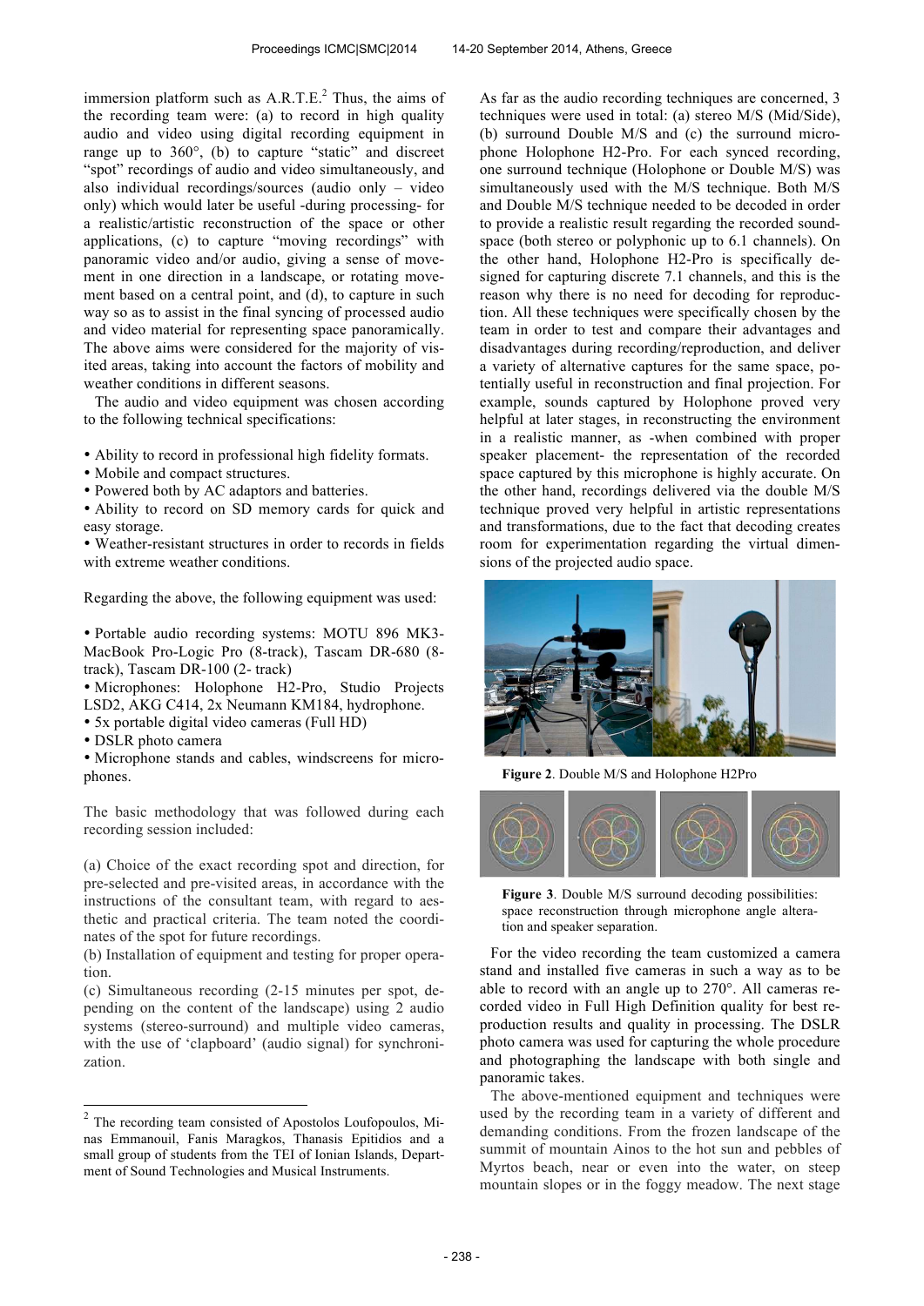immersion platform such as A.R.T.E.[2] Thus, the aims of the recording team were: (a) to record in high quality audio and video using digital recording equipment in range up to 360°, (b) to capture "static" and discreet "spot" recordings of audio and video simultaneously, and also individual recordings/sources (audio only – video only) which would later be useful -during processing- for a realistic/artistic reconstruction of the space or other applications, (c) to capture "moving recordings" with panoramic video and/or audio, giving a sense of movement in one direction in a landscape, or rotating movement based on a central point, and (d), to capture in such way so as to assist in the final syncing of processed audio and video material for representing space panoramically. The above aims were considered for the majority of visited areas, taking into account the factors of mobility and weather conditions in different seasons.

The audio and video equipment was chosen according to the following technical specifications:

- Ability to record in professional high fidelity formats.
- Mobile and compact structures.
- Powered both by AC adaptors and batteries.
- Ability to record on SD memory cards for quick and easy storage.
- Weather-resistant structures in order to records in fields with extreme weather conditions.

Regarding the above, the following equipment was used:

- Portable audio recording systems: MOTU 896 MK3-MacBook Pro-Logic Pro (8-track), Tascam DR-680 (8-track), Tascam DR-100 (2- track)
- Microphones: Holophone H2-Pro, Studio Projects LSD2, AKG C414, 2x Neumann KM184, hydrophone.
- 5x portable digital video cameras (Full HD)
- DSLR photo camera
- Microphone stands and cables, windscreens for microphones.

The basic methodology that was followed during each recording session included:

(a) Choice of the exact recording spot and direction, for pre-selected and pre-visited areas, in accordance with the instructions of the consultant team, with regard to aesthetic and practical criteria. The team noted the coordinates of the spot for future recordings.
(b) Installation of equipment and testing for proper operation.
(c) Simultaneous recording (2-15 minutes per spot, depending on the content of the landscape) using 2 audio systems (stereo-surround) and multiple video cameras, with the use of 'clapboard' (audio signal) for synchronization.

[2] The recording team consisted of Apostolos Loufopoulos, Minas Emmanouil, Fanis Maragkos, Thanasis Epitidios and a small group of students from the TEI of Ionian Islands, Department of Sound Technologies and Musical Instruments.

As far as the audio recording techniques are concerned, 3 techniques were used in total: (a) stereo M/S (Mid/Side), (b) surround Double M/S and (c) the surround microphone Holophone H2-Pro. For each synced recording, one surround technique (Holophone or Double M/S) was simultaneously used with the M/S technique. Both M/S and Double M/S technique needed to be decoded in order to provide a realistic result regarding the recorded soundspace (both stereo or polyphonic up to 6.1 channels). On the other hand, Holophone H2-Pro is specifically designed for capturing discrete 7.1 channels, and this is the reason why there is no need for decoding for reproduction. All these techniques were specifically chosen by the team in order to test and compare their advantages and disadvantages during recording/reproduction, and deliver a variety of alternative captures for the same space, potentially useful in reconstruction and final projection. For example, sounds captured by Holophone proved very helpful at later stages, in reconstructing the environment in a realistic manner, as -when combined with proper speaker placement- the representation of the recorded space captured by this microphone is highly accurate. On the other hand, recordings delivered via the double M/S technique proved very helpful in artistic representations and transformations, due to the fact that decoding creates room for experimentation regarding the virtual dimensions of the projected audio space.

**Figure 2**. Double M/S and Holophone H2Pro

**Figure 3**. Double M/S surround decoding possibilities: space reconstruction through microphone angle alteration and speaker separation.

For the video recording the team customized a camera stand and installed five cameras in such a way as to be able to record with an angle up to 270°. All cameras recorded video in Full High Definition quality for best reproduction results and quality in processing. The DSLR photo camera was used for capturing the whole procedure and photographing the landscape with both single and panoramic takes.

The above-mentioned equipment and techniques were used by the recording team in a variety of different and demanding conditions. From the frozen landscape of the summit of mountain Ainos to the hot sun and pebbles of Myrtos beach, near or even into the water, on steep mountain slopes or in the foggy meadow. The next stage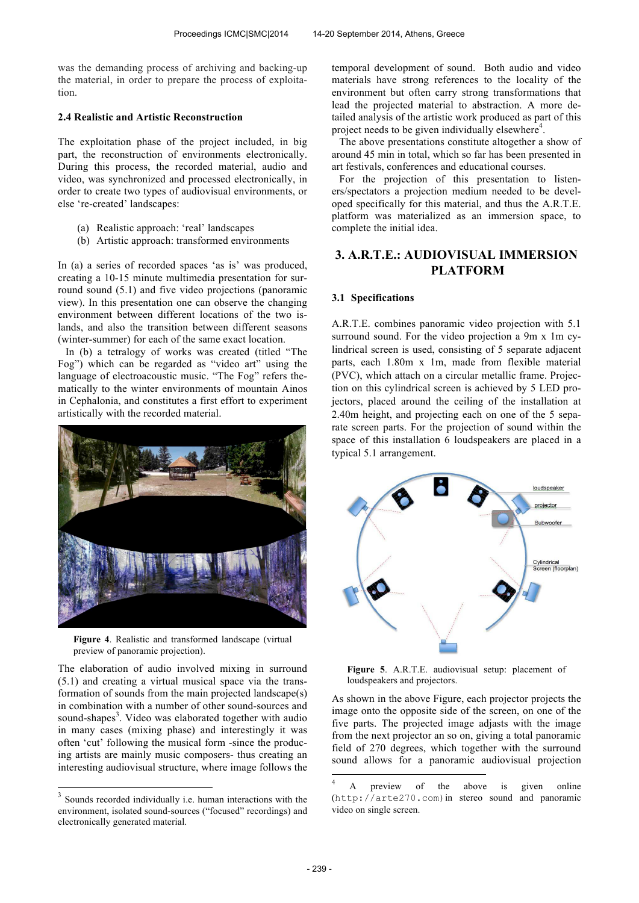was the demanding process of archiving and backing-up the material, in order to prepare the process of exploitation.

### 2.4 Realistic and Artistic Reconstruction

The exploitation phase of the project included, in big part, the reconstruction of environments electronically. During this process, the recorded material, audio and video, was synchronized and processed electronically, in order to create two types of audiovisual environments, or else 're-created' landscapes:

(a) Realistic approach: 'real' landscapes
(b) Artistic approach: transformed environments

In (a) a series of recorded spaces 'as is' was produced, creating a 10-15 minute multimedia presentation for surround sound (5.1) and five video projections (panoramic view). In this presentation one can observe the changing environment between different locations of the two islands, and also the transition between different seasons (winter-summer) for each of the same exact location.

In (b) a tetralogy of works was created (titled "The Fog") which can be regarded as "video art" using the language of electroacoustic music. "The Fog" refers thematically to the winter environments of mountain Ainos in Cephalonia, and constitutes a first effort to experiment artistically with the recorded material.

**Figure 4**. Realistic and transformed landscape (virtual preview of panoramic projection).

The elaboration of audio involved mixing in surround (5.1) and creating a virtual musical space via the transformation of sounds from the main projected landscape(s) in combination with a number of other sound-sources and sound-shapes[3]. Video was elaborated together with audio in many cases (mixing phase) and interestingly it was often 'cut' following the musical form -since the producing artists are mainly music composers- thus creating an interesting audiovisual structure, where image follows the temporal development of sound. Both audio and video materials have strong references to the locality of the environment but often carry strong transformations that lead the projected material to abstraction. A more detailed analysis of the artistic work produced as part of this project needs to be given individually elsewhere[4].

The above presentations constitute altogether a show of around 45 min in total, which so far has been presented in art festivals, conferences and educational courses.

For the projection of this presentation to listeners/spectators a projection medium needed to be developed specifically for this material, and thus the A.R.T.E. platform was materialized as an immersion space, to complete the initial idea.

## 3. A.R.T.E.: AUDIOVISUAL IMMERSION PLATFORM

### 3.1 Specifications

A.R.T.E. combines panoramic video projection with 5.1 surround sound. For the video projection a 9m x 1m cylindrical screen is used, consisting of 5 separate adjacent parts, each 1.80m x 1m, made from flexible material (PVC), which attach on a circular metallic frame. Projection on this cylindrical screen is achieved by 5 LED projectors, placed around the ceiling of the installation at 2.40m height, and projecting each on one of the 5 separate screen parts. For the projection of sound within the space of this installation 6 loudspeakers are placed in a typical 5.1 arrangement.

**Figure 5**. A.R.T.E. audiovisual setup: placement of loudspeakers and projectors.

As shown in the above Figure, each projector projects the image onto the opposite side of the screen, on one of the five parts. The projected image adjusts with the image from the next projector an so on, giving a total panoramic field of 270 degrees, which together with the surround sound allows for a panoramic audiovisual projection

---

[3] Sounds recorded individually i.e. human interactions with the environment, isolated sound-sources ("focused" recordings) and electronically generated material.

[4] A preview of the above is given online (http://arte270.com) in stereo sound and panoramic video on single screen.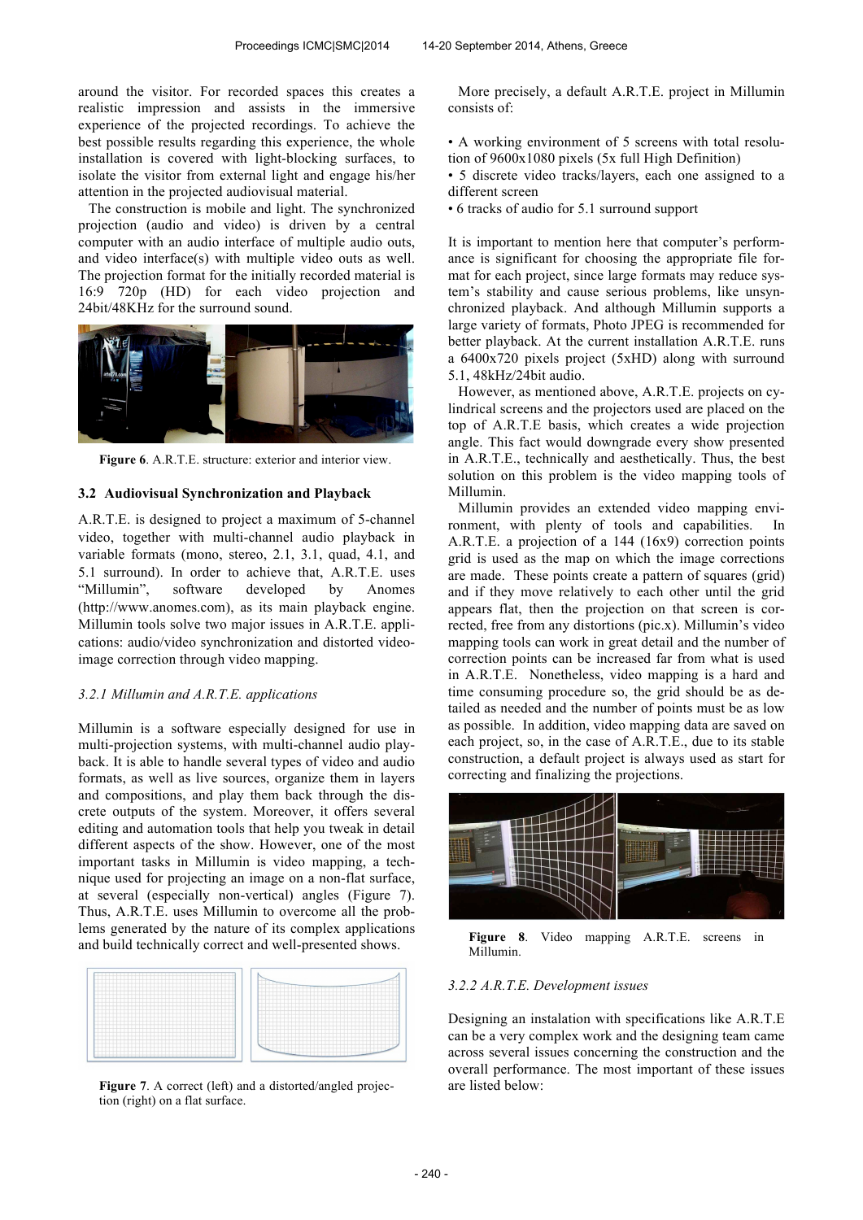around the visitor. For recorded spaces this creates a realistic impression and assists in the immersive experience of the projected recordings. To achieve the best possible results regarding this experience, the whole installation is covered with light-blocking surfaces, to isolate the visitor from external light and engage his/her attention in the projected audiovisual material.

The construction is mobile and light. The synchronized projection (audio and video) is driven by a central computer with an audio interface of multiple audio outs, and video interface(s) with multiple video outs as well. The projection format for the initially recorded material is 16:9 720p (HD) for each video projection and 24bit/48KHz for the surround sound.

**Figure 6**. A.R.T.E. structure: exterior and interior view.

### 3.2 Audiovisual Synchronization and Playback

A.R.T.E. is designed to project a maximum of 5-channel video, together with multi-channel audio playback in variable formats (mono, stereo, 2.1, 3.1, quad, 4.1, and 5.1 surround). In order to achieve that, A.R.T.E. uses "Millumin", software developed by Anomes (http://www.anomes.com), as its main playback engine. Millumin tools solve two major issues in A.R.T.E. applications: audio/video synchronization and distorted video-image correction through video mapping.

#### *3.2.1 Millumin and A.R.T.E. applications*

Millumin is a software especially designed for use in multi-projection systems, with multi-channel audio playback. It is able to handle several types of video and audio formats, as well as live sources, organize them in layers and compositions, and play them back through the discrete outputs of the system. Moreover, it offers several editing and automation tools that help you tweak in detail different aspects of the show. However, one of the most important tasks in Millumin is video mapping, a technique used for projecting an image on a non-flat surface, at several (especially non-vertical) angles (Figure 7). Thus, A.R.T.E. uses Millumin to overcome all the problems generated by the nature of its complex applications and build technically correct and well-presented shows.

**Figure 7**. A correct (left) and a distorted/angled projection (right) on a flat surface.

More precisely, a default A.R.T.E. project in Millumin consists of:

- A working environment of 5 screens with total resolution of 9600x1080 pixels (5x full High Definition)
- 5 discrete video tracks/layers, each one assigned to a different screen
- 6 tracks of audio for 5.1 surround support

It is important to mention here that computer's performance is significant for choosing the appropriate file format for each project, since large formats may reduce system's stability and cause serious problems, like unsynchronized playback. And although Millumin supports a large variety of formats, Photo JPEG is recommended for better playback. At the current installation A.R.T.E. runs a 6400x720 pixels project (5xHD) along with surround 5.1, 48kHz/24bit audio.

However, as mentioned above, A.R.T.E. projects on cylindrical screens and the projectors used are placed on the top of A.R.T.E basis, which creates a wide projection angle. This fact would downgrade every show presented in A.R.T.E., technically and aesthetically. Thus, the best solution on this problem is the video mapping tools of Millumin.

Millumin provides an extended video mapping environment, with plenty of tools and capabilities. In A.R.T.E. a projection of a 144 (16x9) correction points grid is used as the map on which the image corrections are made. These points create a pattern of squares (grid) and if they move relatively to each other until the grid appears flat, then the projection on that screen is corrected, free from any distortions (pic.x). Millumin's video mapping tools can work in great detail and the number of correction points can be increased far from what is used in A.R.T.E. Nonetheless, video mapping is a hard and time consuming procedure so, the grid should be as detailed as needed and the number of points must be as low as possible. In addition, video mapping data are saved on each project, so, in the case of A.R.T.E., due to its stable construction, a default project is always used as start for correcting and finalizing the projections.

**Figure 8**. Video mapping A.R.T.E. screens in Millumin.

#### *3.2.2 A.R.T.E. Development issues*

Designing an instalation with specifications like A.R.T.E can be a very complex work and the designing team came across several issues concerning the construction and the overall performance. The most important of these issues are listed below: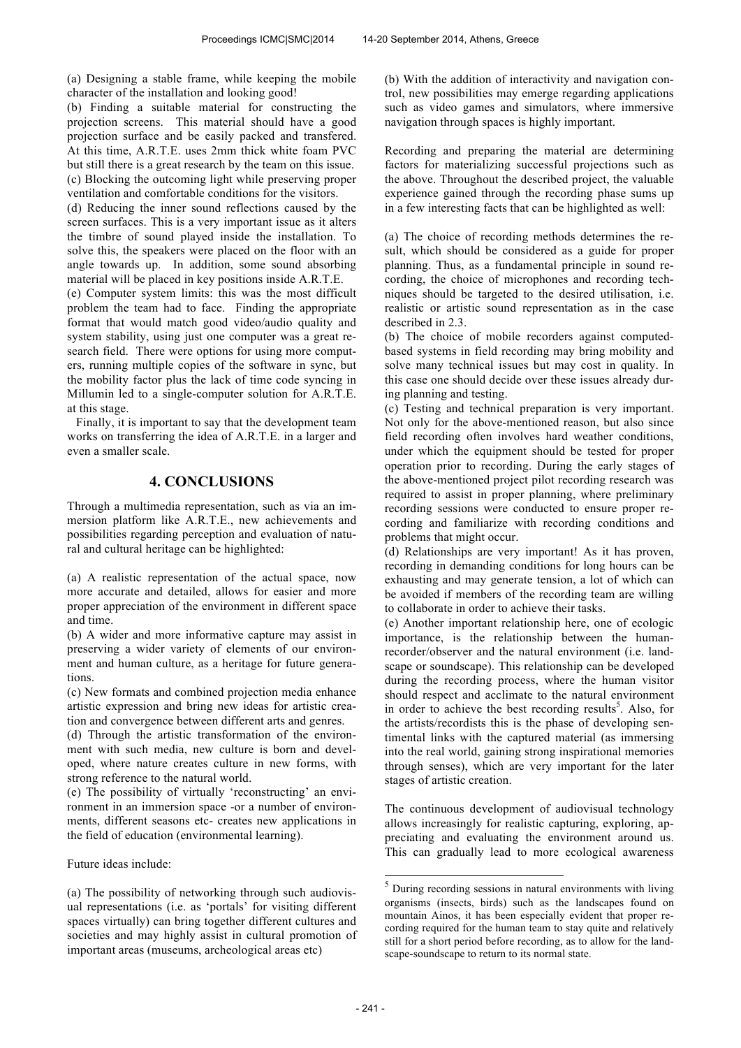(a) Designing a stable frame, while keeping the mobile character of the installation and looking good!

(b) Finding a suitable material for constructing the projection screens. This material should have a good projection surface and be easily packed and transfered. At this time, A.R.T.E. uses 2mm thick white foam PVC but still there is a great research by the team on this issue.

(c) Blocking the outcoming light while preserving proper ventilation and comfortable conditions for the visitors.

(d) Reducing the inner sound reflections caused by the screen surfaces. This is a very important issue as it alters the timbre of sound played inside the installation. To solve this, the speakers were placed on the floor with an angle towards up. In addition, some sound absorbing material will be placed in key positions inside A.R.T.E.

(e) Computer system limits: this was the most difficult problem the team had to face. Finding the appropriate format that would match good video/audio quality and system stability, using just one computer was a great research field. There were options for using more computers, running multiple copies of the software in sync, but the mobility factor plus the lack of time code syncing in Millumin led to a single-computer solution for A.R.T.E. at this stage.

Finally, it is important to say that the development team works on transferring the idea of A.R.T.E. in a larger and even a smaller scale.

## 4. CONCLUSIONS

Through a multimedia representation, such as via an immersion platform like A.R.T.E., new achievements and possibilities regarding perception and evaluation of natural and cultural heritage can be highlighted:

(a) A realistic representation of the actual space, now more accurate and detailed, allows for easier and more proper appreciation of the environment in different space and time.

(b) A wider and more informative capture may assist in preserving a wider variety of elements of our environment and human culture, as a heritage for future generations.

(c) New formats and combined projection media enhance artistic expression and bring new ideas for artistic creation and convergence between different arts and genres.

(d) Through the artistic transformation of the environment with such media, new culture is born and developed, where nature creates culture in new forms, with strong reference to the natural world.

(e) The possibility of virtually 'reconstructing' an environment in an immersion space -or a number of environments, different seasons etc- creates new applications in the field of education (environmental learning).

Future ideas include:

(a) The possibility of networking through such audiovisual representations (i.e. as 'portals' for visiting different spaces virtually) can bring together different cultures and societies and may highly assist in cultural promotion of important areas (museums, archeological areas etc)

(b) With the addition of interactivity and navigation control, new possibilities may emerge regarding applications such as video games and simulators, where immersive navigation through spaces is highly important.

Recording and preparing the material are determining factors for materializing successful projections such as the above. Throughout the described project, the valuable experience gained through the recording phase sums up in a few interesting facts that can be highlighted as well:

(a) The choice of recording methods determines the result, which should be considered as a guide for proper planning. Thus, as a fundamental principle in sound recording, the choice of microphones and recording techniques should be targeted to the desired utilisation, i.e. realistic or artistic sound representation as in the case described in 2.3.

(b) The choice of mobile recorders against computed-based systems in field recording may bring mobility and solve many technical issues but may cost in quality. In this case one should decide over these issues already during planning and testing.

(c) Testing and technical preparation is very important. Not only for the above-mentioned reason, but also since field recording often involves hard weather conditions, under which the equipment should be tested for proper operation prior to recording. During the early stages of the above-mentioned project pilot recording research was required to assist in proper planning, where preliminary recording sessions were conducted to ensure proper recording and familiarize with recording conditions and problems that might occur.

(d) Relationships are very important! As it has proven, recording in demanding conditions for long hours can be exhausting and may generate tension, a lot of which can be avoided if members of the recording team are willing to collaborate in order to achieve their tasks.

(e) Another important relationship here, one of ecologic importance, is the relationship between the human-recorder/observer and the natural environment (i.e. landscape or soundscape). This relationship can be developed during the recording process, where the human visitor should respect and acclimate to the natural environment in order to achieve the best recording results[5]. Also, for the artists/recordists this is the phase of developing sentimental links with the captured material (as immersing into the real world, gaining strong inspirational memories through senses), which are very important for the later stages of artistic creation.

The continuous development of audiovisual technology allows increasingly for realistic capturing, exploring, appreciating and evaluating the environment around us. This can gradually lead to more ecological awareness

[5] During recording sessions in natural environments with living organisms (insects, birds) such as the landscapes found on mountain Ainos, it has been especially evident that proper recording required for the human team to stay quite and relatively still for a short period before recording, as to allow for the landscape-soundscape to return to its normal state.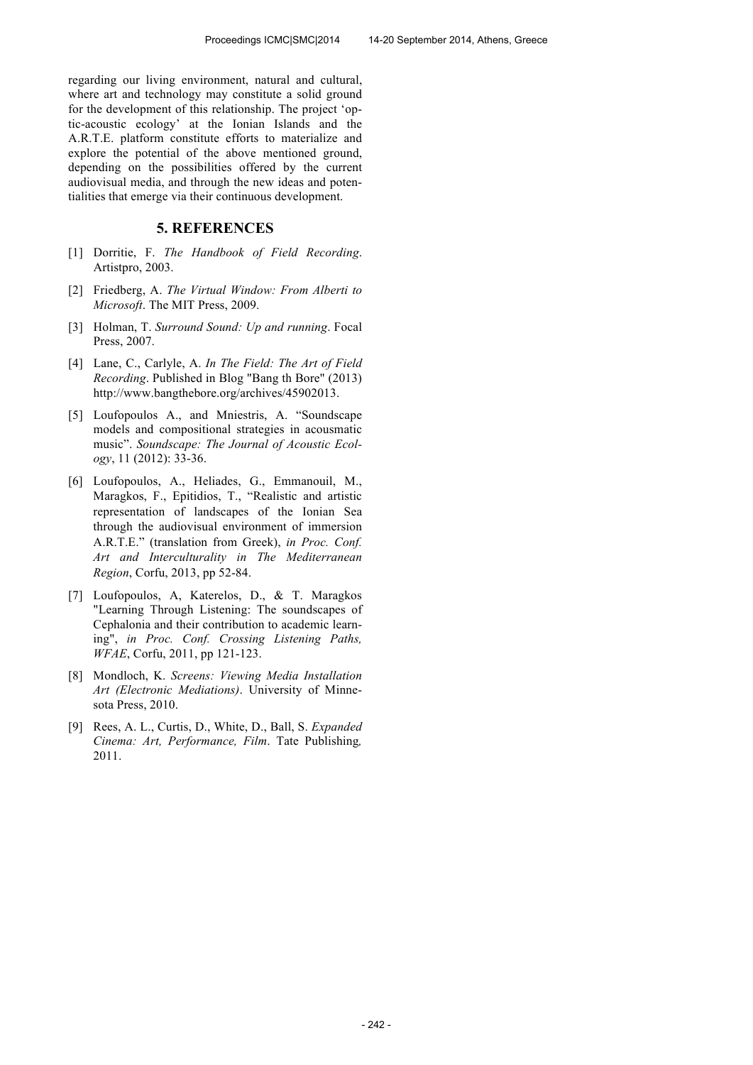regarding our living environment, natural and cultural, where art and technology may constitute a solid ground for the development of this relationship. The project 'optic-acoustic ecology' at the Ionian Islands and the A.R.T.E. platform constitute efforts to materialize and explore the potential of the above mentioned ground, depending on the possibilities offered by the current audiovisual media, and through the new ideas and potentialities that emerge via their continuous development.

## 5. REFERENCES

[1] Dorritie, F. *The Handbook of Field Recording*. Artistpro, 2003.

[2] Friedberg, A. *The Virtual Window: From Alberti to Microsoft*. The MIT Press, 2009.

[3] Holman, T. *Surround Sound: Up and running*. Focal Press, 2007.

[4] Lane, C., Carlyle, A. *In The Field: The Art of Field Recording*. Published in Blog "Bang th Bore" (2013) http://www.bangthebore.org/archives/45902013.

[5] Loufopoulos A., and Mniestris, A. "Soundscape models and compositional strategies in acousmatic music". *Soundscape: The Journal of Acoustic Ecology*, 11 (2012): 33-36.

[6] Loufopoulos, A., Heliades, G., Emmanouil, M., Maragkos, F., Epitidios, T., "Realistic and artistic representation of landscapes of the Ionian Sea through the audiovisual environment of immersion A.R.T.E." (translation from Greek), *in Proc. Conf. Art and Interculturality in The Mediterranean Region*, Corfu, 2013, pp 52-84.

[7] Loufopoulos, A, Katerelos, D., & T. Maragkos "Learning Through Listening: The soundscapes of Cephalonia and their contribution to academic learning", *in Proc. Conf. Crossing Listening Paths, WFAE*, Corfu, 2011, pp 121-123.

[8] Mondloch, K. *Screens: Viewing Media Installation Art (Electronic Mediations)*. University of Minnesota Press, 2010.

[9] Rees, A. L., Curtis, D., White, D., Ball, S. *Expanded Cinema: Art, Performance, Film*. Tate Publishing, 2011.